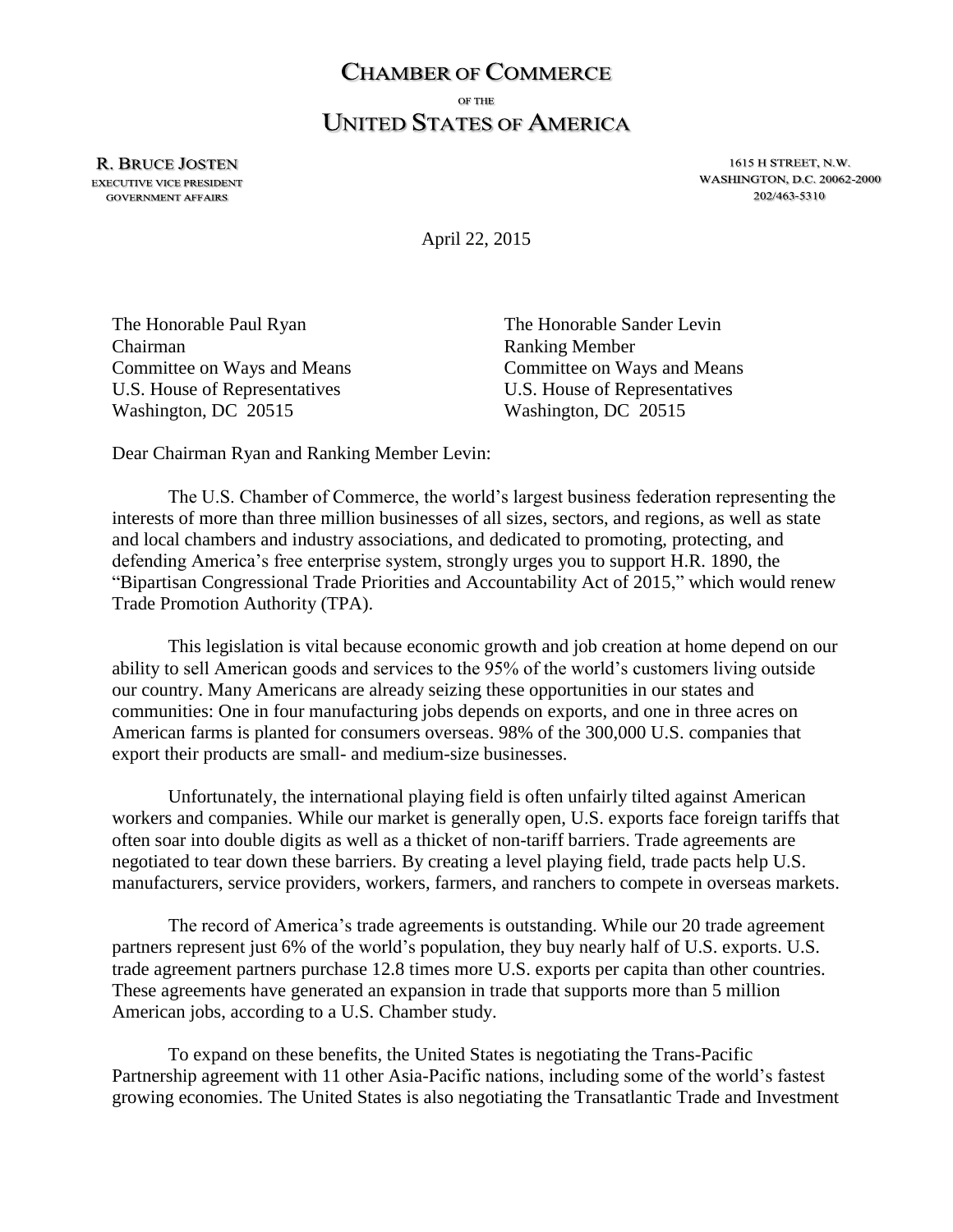# CHAMBER OF COMMERCE

OF THE

# UNITED STATES OF AMERICA

**R. BRUCE JOSTEN**
EXECUTIVE VICE PRESIDENT
GOVERNMENT AFFAIRS

1615 H STREET, N.W.
WASHINGTON, D.C. 20062-2000
202/463-5310

April 22, 2015

The Honorable Paul Ryan
Chairman
Committee on Ways and Means
U.S. House of Representatives
Washington, DC 20515

The Honorable Sander Levin
Ranking Member
Committee on Ways and Means
U.S. House of Representatives
Washington, DC 20515

Dear Chairman Ryan and Ranking Member Levin:

The U.S. Chamber of Commerce, the world's largest business federation representing the interests of more than three million businesses of all sizes, sectors, and regions, as well as state and local chambers and industry associations, and dedicated to promoting, protecting, and defending America's free enterprise system, strongly urges you to support H.R. 1890, the "Bipartisan Congressional Trade Priorities and Accountability Act of 2015," which would renew Trade Promotion Authority (TPA).

This legislation is vital because economic growth and job creation at home depend on our ability to sell American goods and services to the 95% of the world's customers living outside our country. Many Americans are already seizing these opportunities in our states and communities: One in four manufacturing jobs depends on exports, and one in three acres on American farms is planted for consumers overseas. 98% of the 300,000 U.S. companies that export their products are small- and medium-size businesses.

Unfortunately, the international playing field is often unfairly tilted against American workers and companies. While our market is generally open, U.S. exports face foreign tariffs that often soar into double digits as well as a thicket of non-tariff barriers. Trade agreements are negotiated to tear down these barriers. By creating a level playing field, trade pacts help U.S. manufacturers, service providers, workers, farmers, and ranchers to compete in overseas markets.

The record of America's trade agreements is outstanding. While our 20 trade agreement partners represent just 6% of the world's population, they buy nearly half of U.S. exports. U.S. trade agreement partners purchase 12.8 times more U.S. exports per capita than other countries. These agreements have generated an expansion in trade that supports more than 5 million American jobs, according to a U.S. Chamber study.

To expand on these benefits, the United States is negotiating the Trans-Pacific Partnership agreement with 11 other Asia-Pacific nations, including some of the world's fastest growing economies. The United States is also negotiating the Transatlantic Trade and Investment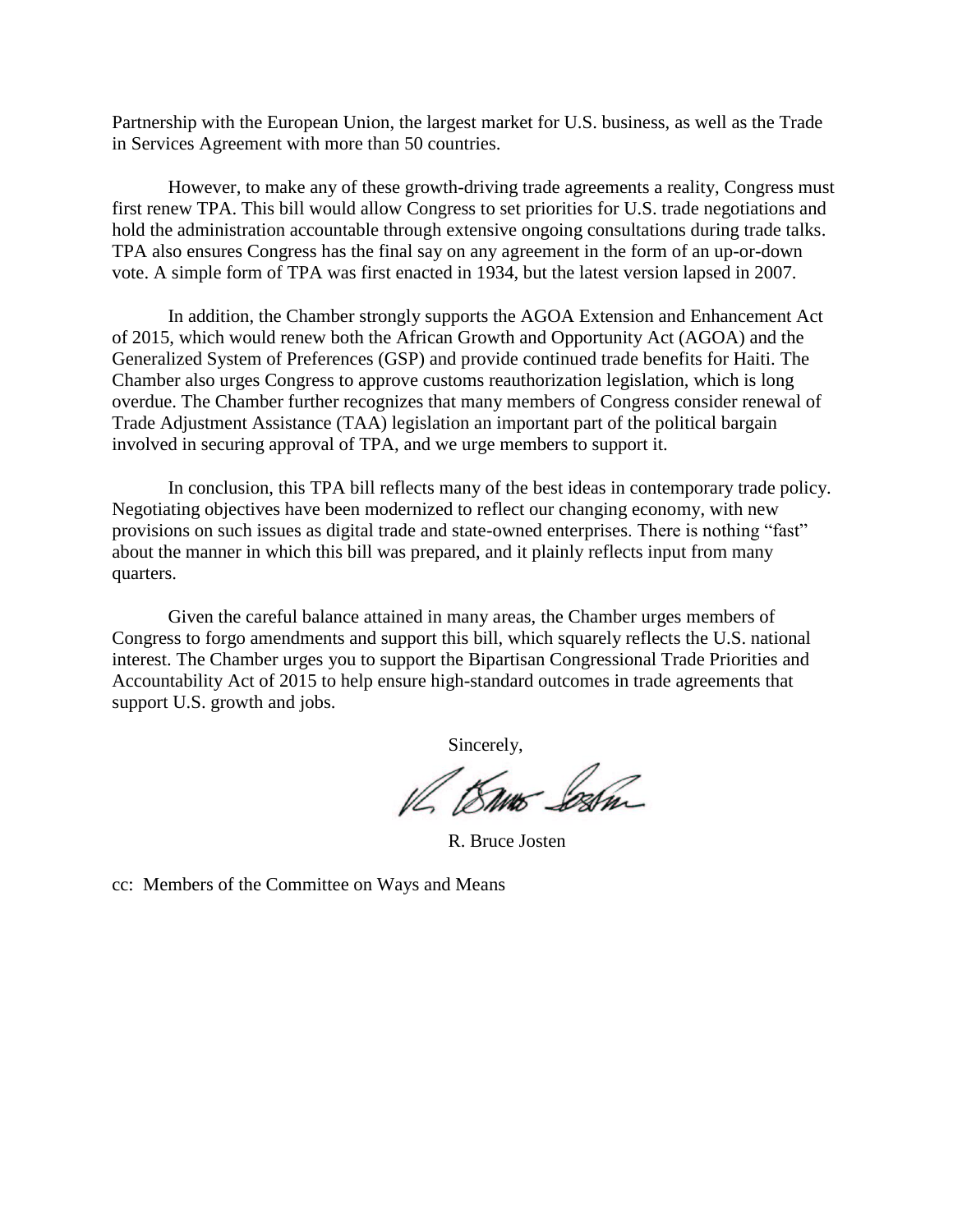Partnership with the European Union, the largest market for U.S. business, as well as the Trade in Services Agreement with more than 50 countries.

However, to make any of these growth-driving trade agreements a reality, Congress must first renew TPA. This bill would allow Congress to set priorities for U.S. trade negotiations and hold the administration accountable through extensive ongoing consultations during trade talks. TPA also ensures Congress has the final say on any agreement in the form of an up-or-down vote. A simple form of TPA was first enacted in 1934, but the latest version lapsed in 2007.

In addition, the Chamber strongly supports the AGOA Extension and Enhancement Act of 2015, which would renew both the African Growth and Opportunity Act (AGOA) and the Generalized System of Preferences (GSP) and provide continued trade benefits for Haiti. The Chamber also urges Congress to approve customs reauthorization legislation, which is long overdue. The Chamber further recognizes that many members of Congress consider renewal of Trade Adjustment Assistance (TAA) legislation an important part of the political bargain involved in securing approval of TPA, and we urge members to support it.

In conclusion, this TPA bill reflects many of the best ideas in contemporary trade policy. Negotiating objectives have been modernized to reflect our changing economy, with new provisions on such issues as digital trade and state-owned enterprises. There is nothing "fast" about the manner in which this bill was prepared, and it plainly reflects input from many quarters.

Given the careful balance attained in many areas, the Chamber urges members of Congress to forgo amendments and support this bill, which squarely reflects the U.S. national interest. The Chamber urges you to support the Bipartisan Congressional Trade Priorities and Accountability Act of 2015 to help ensure high-standard outcomes in trade agreements that support U.S. growth and jobs.

Sincerely,

R. Bruce Josten

cc: Members of the Committee on Ways and Means